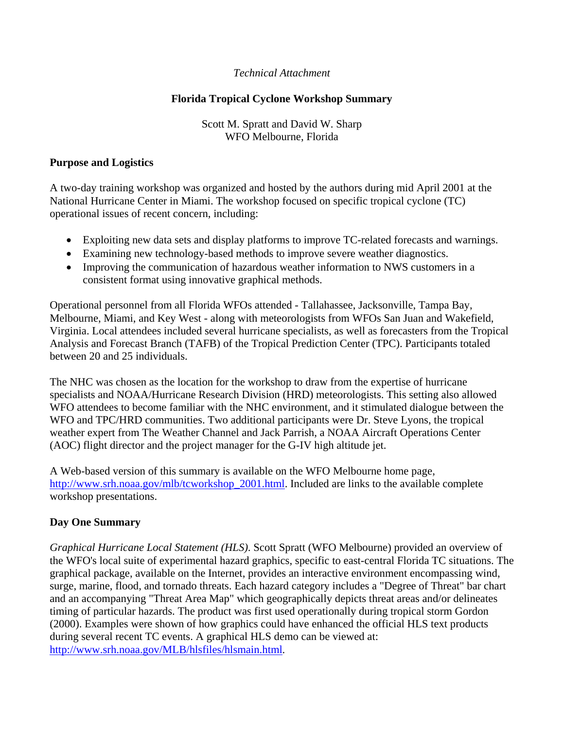*Technical Attachment*

# Florida Tropical Cyclone Workshop Summary

Scott M. Spratt and David W. Sharp
WFO Melbourne, Florida

## Purpose and Logistics

A two-day training workshop was organized and hosted by the authors during mid April 2001 at the National Hurricane Center in Miami. The workshop focused on specific tropical cyclone (TC) operational issues of recent concern, including:

- Exploiting new data sets and display platforms to improve TC-related forecasts and warnings.
- Examining new technology-based methods to improve severe weather diagnostics.
- Improving the communication of hazardous weather information to NWS customers in a consistent format using innovative graphical methods.

Operational personnel from all Florida WFOs attended - Tallahassee, Jacksonville, Tampa Bay, Melbourne, Miami, and Key West - along with meteorologists from WFOs San Juan and Wakefield, Virginia. Local attendees included several hurricane specialists, as well as forecasters from the Tropical Analysis and Forecast Branch (TAFB) of the Tropical Prediction Center (TPC). Participants totaled between 20 and 25 individuals.

The NHC was chosen as the location for the workshop to draw from the expertise of hurricane specialists and NOAA/Hurricane Research Division (HRD) meteorologists. This setting also allowed WFO attendees to become familiar with the NHC environment, and it stimulated dialogue between the WFO and TPC/HRD communities. Two additional participants were Dr. Steve Lyons, the tropical weather expert from The Weather Channel and Jack Parrish, a NOAA Aircraft Operations Center (AOC) flight director and the project manager for the G-IV high altitude jet.

A Web-based version of this summary is available on the WFO Melbourne home page, http://www.srh.noaa.gov/mlb/tcworkshop_2001.html. Included are links to the available complete workshop presentations.

## Day One Summary

*Graphical Hurricane Local Statement (HLS)*. Scott Spratt (WFO Melbourne) provided an overview of the WFO's local suite of experimental hazard graphics, specific to east-central Florida TC situations. The graphical package, available on the Internet, provides an interactive environment encompassing wind, surge, marine, flood, and tornado threats. Each hazard category includes a "Degree of Threat" bar chart and an accompanying "Threat Area Map" which geographically depicts threat areas and/or delineates timing of particular hazards. The product was first used operationally during tropical storm Gordon (2000). Examples were shown of how graphics could have enhanced the official HLS text products during several recent TC events. A graphical HLS demo can be viewed at: http://www.srh.noaa.gov/MLB/hlsfiles/hlsmain.html.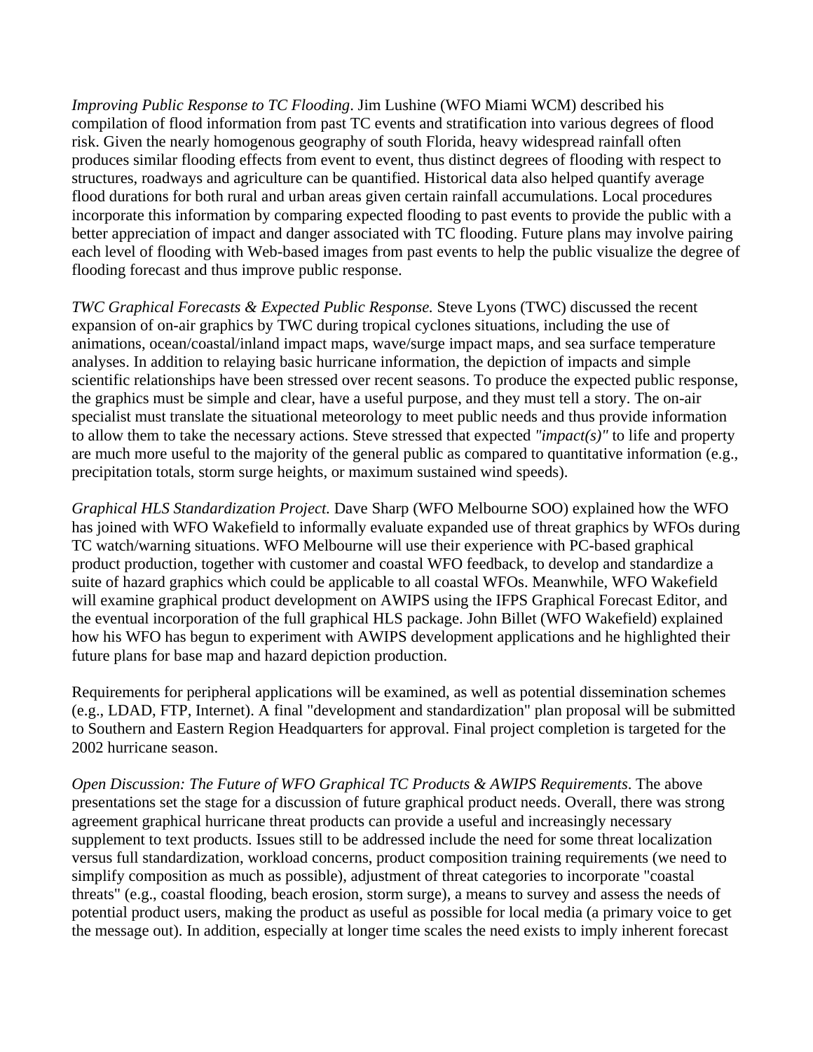*Improving Public Response to TC Flooding*. Jim Lushine (WFO Miami WCM) described his compilation of flood information from past TC events and stratification into various degrees of flood risk. Given the nearly homogenous geography of south Florida, heavy widespread rainfall often produces similar flooding effects from event to event, thus distinct degrees of flooding with respect to structures, roadways and agriculture can be quantified. Historical data also helped quantify average flood durations for both rural and urban areas given certain rainfall accumulations. Local procedures incorporate this information by comparing expected flooding to past events to provide the public with a better appreciation of impact and danger associated with TC flooding. Future plans may involve pairing each level of flooding with Web-based images from past events to help the public visualize the degree of flooding forecast and thus improve public response.

*TWC Graphical Forecasts & Expected Public Response.* Steve Lyons (TWC) discussed the recent expansion of on-air graphics by TWC during tropical cyclones situations, including the use of animations, ocean/coastal/inland impact maps, wave/surge impact maps, and sea surface temperature analyses. In addition to relaying basic hurricane information, the depiction of impacts and simple scientific relationships have been stressed over recent seasons. To produce the expected public response, the graphics must be simple and clear, have a useful purpose, and they must tell a story. The on-air specialist must translate the situational meteorology to meet public needs and thus provide information to allow them to take the necessary actions. Steve stressed that expected *"impact(s)"* to life and property are much more useful to the majority of the general public as compared to quantitative information (e.g., precipitation totals, storm surge heights, or maximum sustained wind speeds).

*Graphical HLS Standardization Project.* Dave Sharp (WFO Melbourne SOO) explained how the WFO has joined with WFO Wakefield to informally evaluate expanded use of threat graphics by WFOs during TC watch/warning situations. WFO Melbourne will use their experience with PC-based graphical product production, together with customer and coastal WFO feedback, to develop and standardize a suite of hazard graphics which could be applicable to all coastal WFOs. Meanwhile, WFO Wakefield will examine graphical product development on AWIPS using the IFPS Graphical Forecast Editor, and the eventual incorporation of the full graphical HLS package. John Billet (WFO Wakefield) explained how his WFO has begun to experiment with AWIPS development applications and he highlighted their future plans for base map and hazard depiction production.

Requirements for peripheral applications will be examined, as well as potential dissemination schemes (e.g., LDAD, FTP, Internet). A final "development and standardization" plan proposal will be submitted to Southern and Eastern Region Headquarters for approval. Final project completion is targeted for the 2002 hurricane season.

*Open Discussion: The Future of WFO Graphical TC Products & AWIPS Requirements*. The above presentations set the stage for a discussion of future graphical product needs. Overall, there was strong agreement graphical hurricane threat products can provide a useful and increasingly necessary supplement to text products. Issues still to be addressed include the need for some threat localization versus full standardization, workload concerns, product composition training requirements (we need to simplify composition as much as possible), adjustment of threat categories to incorporate "coastal threats" (e.g., coastal flooding, beach erosion, storm surge), a means to survey and assess the needs of potential product users, making the product as useful as possible for local media (a primary voice to get the message out). In addition, especially at longer time scales the need exists to imply inherent forecast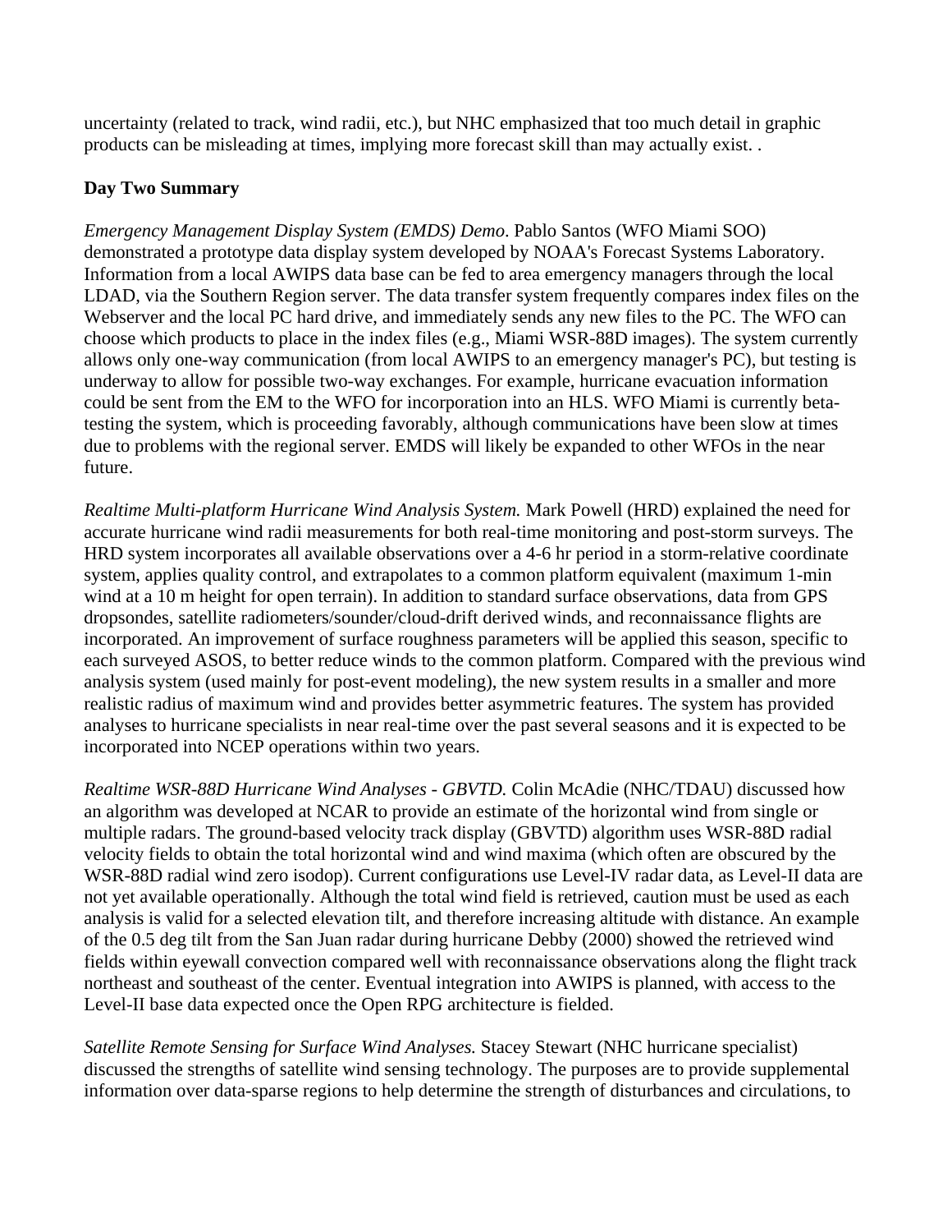uncertainty (related to track, wind radii, etc.), but NHC emphasized that too much detail in graphic products can be misleading at times, implying more forecast skill than may actually exist. .

**Day Two Summary**

*Emergency Management Display System (EMDS) Demo*. Pablo Santos (WFO Miami SOO) demonstrated a prototype data display system developed by NOAA's Forecast Systems Laboratory. Information from a local AWIPS data base can be fed to area emergency managers through the local LDAD, via the Southern Region server. The data transfer system frequently compares index files on the Webserver and the local PC hard drive, and immediately sends any new files to the PC. The WFO can choose which products to place in the index files (e.g., Miami WSR-88D images). The system currently allows only one-way communication (from local AWIPS to an emergency manager's PC), but testing is underway to allow for possible two-way exchanges. For example, hurricane evacuation information could be sent from the EM to the WFO for incorporation into an HLS. WFO Miami is currently beta-testing the system, which is proceeding favorably, although communications have been slow at times due to problems with the regional server. EMDS will likely be expanded to other WFOs in the near future.

*Realtime Multi-platform Hurricane Wind Analysis System.* Mark Powell (HRD) explained the need for accurate hurricane wind radii measurements for both real-time monitoring and post-storm surveys. The HRD system incorporates all available observations over a 4-6 hr period in a storm-relative coordinate system, applies quality control, and extrapolates to a common platform equivalent (maximum 1-min wind at a 10 m height for open terrain). In addition to standard surface observations, data from GPS dropsondes, satellite radiometers/sounder/cloud-drift derived winds, and reconnaissance flights are incorporated. An improvement of surface roughness parameters will be applied this season, specific to each surveyed ASOS, to better reduce winds to the common platform. Compared with the previous wind analysis system (used mainly for post-event modeling), the new system results in a smaller and more realistic radius of maximum wind and provides better asymmetric features. The system has provided analyses to hurricane specialists in near real-time over the past several seasons and it is expected to be incorporated into NCEP operations within two years.

*Realtime WSR-88D Hurricane Wind Analyses - GBVTD.* Colin McAdie (NHC/TDAU) discussed how an algorithm was developed at NCAR to provide an estimate of the horizontal wind from single or multiple radars. The ground-based velocity track display (GBVTD) algorithm uses WSR-88D radial velocity fields to obtain the total horizontal wind and wind maxima (which often are obscured by the WSR-88D radial wind zero isodop). Current configurations use Level-IV radar data, as Level-II data are not yet available operationally. Although the total wind field is retrieved, caution must be used as each analysis is valid for a selected elevation tilt, and therefore increasing altitude with distance. An example of the 0.5 deg tilt from the San Juan radar during hurricane Debby (2000) showed the retrieved wind fields within eyewall convection compared well with reconnaissance observations along the flight track northeast and southeast of the center. Eventual integration into AWIPS is planned, with access to the Level-II base data expected once the Open RPG architecture is fielded.

*Satellite Remote Sensing for Surface Wind Analyses.* Stacey Stewart (NHC hurricane specialist) discussed the strengths of satellite wind sensing technology. The purposes are to provide supplemental information over data-sparse regions to help determine the strength of disturbances and circulations, to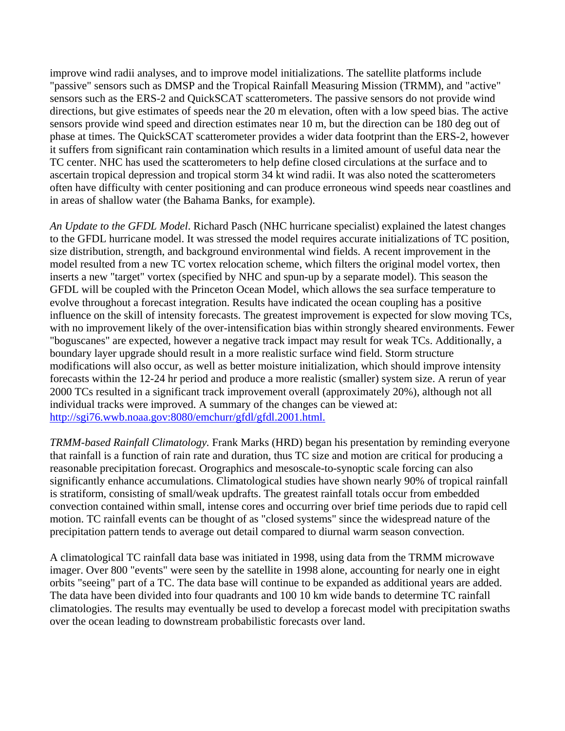improve wind radii analyses, and to improve model initializations. The satellite platforms include "passive" sensors such as DMSP and the Tropical Rainfall Measuring Mission (TRMM), and "active" sensors such as the ERS-2 and QuickSCAT scatterometers. The passive sensors do not provide wind directions, but give estimates of speeds near the 20 m elevation, often with a low speed bias. The active sensors provide wind speed and direction estimates near 10 m, but the direction can be 180 deg out of phase at times. The QuickSCAT scatterometer provides a wider data footprint than the ERS-2, however it suffers from significant rain contamination which results in a limited amount of useful data near the TC center. NHC has used the scatterometers to help define closed circulations at the surface and to ascertain tropical depression and tropical storm 34 kt wind radii. It was also noted the scatterometers often have difficulty with center positioning and can produce erroneous wind speeds near coastlines and in areas of shallow water (the Bahama Banks, for example).

*An Update to the GFDL Model*. Richard Pasch (NHC hurricane specialist) explained the latest changes to the GFDL hurricane model. It was stressed the model requires accurate initializations of TC position, size distribution, strength, and background environmental wind fields. A recent improvement in the model resulted from a new TC vortex relocation scheme, which filters the original model vortex, then inserts a new "target" vortex (specified by NHC and spun-up by a separate model). This season the GFDL will be coupled with the Princeton Ocean Model, which allows the sea surface temperature to evolve throughout a forecast integration. Results have indicated the ocean coupling has a positive influence on the skill of intensity forecasts. The greatest improvement is expected for slow moving TCs, with no improvement likely of the over-intensification bias within strongly sheared environments. Fewer "boguscanes" are expected, however a negative track impact may result for weak TCs. Additionally, a boundary layer upgrade should result in a more realistic surface wind field. Storm structure modifications will also occur, as well as better moisture initialization, which should improve intensity forecasts within the 12-24 hr period and produce a more realistic (smaller) system size. A rerun of year 2000 TCs resulted in a significant track improvement overall (approximately 20%), although not all individual tracks were improved. A summary of the changes can be viewed at: [http://sgi76.wwb.noaa.gov:8080/emchurr/gfdl/gfdl.2001.html.](http://sgi76.wwb.noaa.gov:8080/emchurr/gfdl/gfdl.2001.html)

*TRMM-based Rainfall Climatology.* Frank Marks (HRD) began his presentation by reminding everyone that rainfall is a function of rain rate and duration, thus TC size and motion are critical for producing a reasonable precipitation forecast. Orographics and mesoscale-to-synoptic scale forcing can also significantly enhance accumulations. Climatological studies have shown nearly 90% of tropical rainfall is stratiform, consisting of small/weak updrafts. The greatest rainfall totals occur from embedded convection contained within small, intense cores and occurring over brief time periods due to rapid cell motion. TC rainfall events can be thought of as "closed systems" since the widespread nature of the precipitation pattern tends to average out detail compared to diurnal warm season convection.

A climatological TC rainfall data base was initiated in 1998, using data from the TRMM microwave imager. Over 800 "events" were seen by the satellite in 1998 alone, accounting for nearly one in eight orbits "seeing" part of a TC. The data base will continue to be expanded as additional years are added. The data have been divided into four quadrants and 100 10 km wide bands to determine TC rainfall climatologies. The results may eventually be used to develop a forecast model with precipitation swaths over the ocean leading to downstream probabilistic forecasts over land.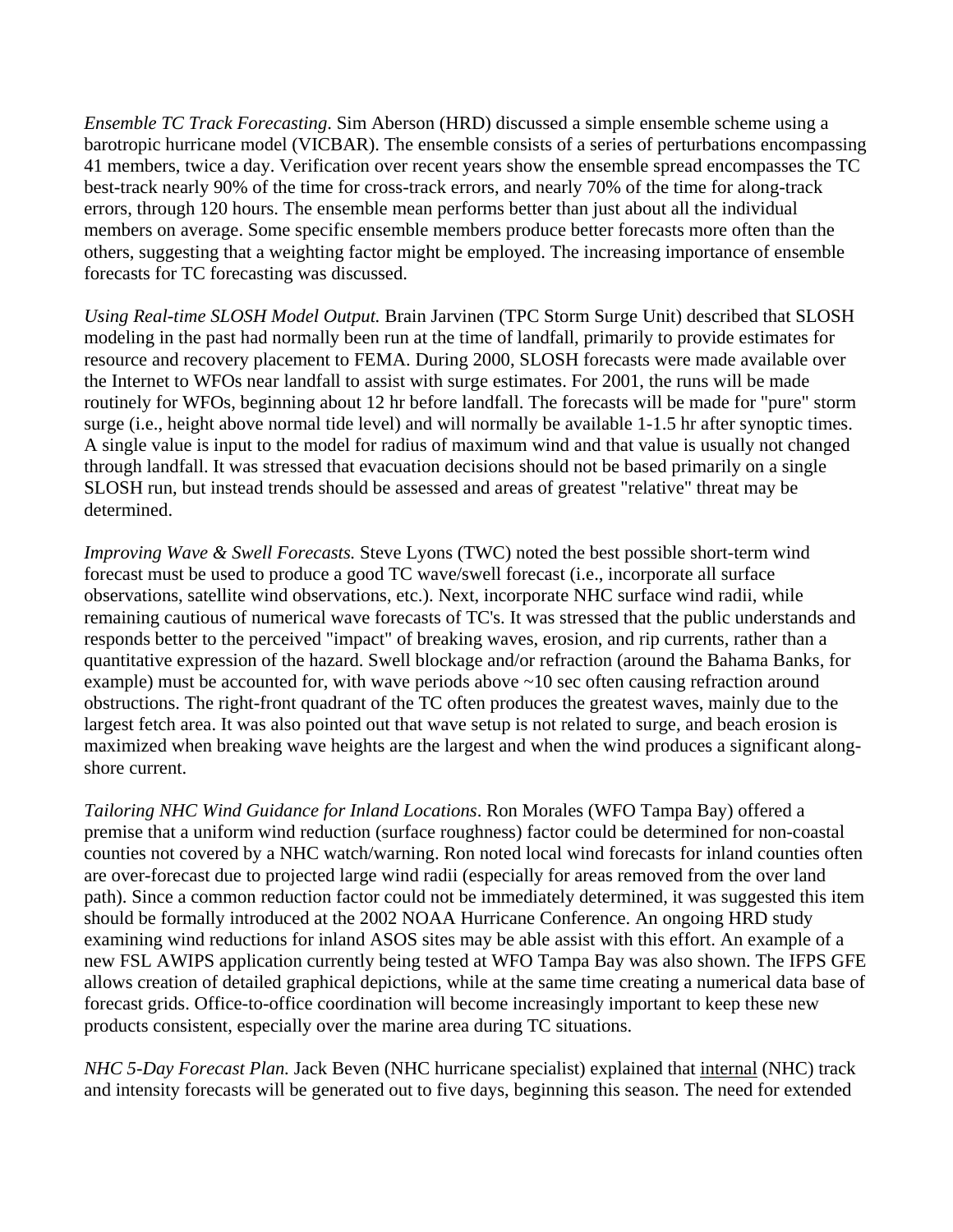*Ensemble TC Track Forecasting*. Sim Aberson (HRD) discussed a simple ensemble scheme using a barotropic hurricane model (VICBAR). The ensemble consists of a series of perturbations encompassing 41 members, twice a day. Verification over recent years show the ensemble spread encompasses the TC best-track nearly 90% of the time for cross-track errors, and nearly 70% of the time for along-track errors, through 120 hours. The ensemble mean performs better than just about all the individual members on average. Some specific ensemble members produce better forecasts more often than the others, suggesting that a weighting factor might be employed. The increasing importance of ensemble forecasts for TC forecasting was discussed.

*Using Real-time SLOSH Model Output.* Brain Jarvinen (TPC Storm Surge Unit) described that SLOSH modeling in the past had normally been run at the time of landfall, primarily to provide estimates for resource and recovery placement to FEMA. During 2000, SLOSH forecasts were made available over the Internet to WFOs near landfall to assist with surge estimates. For 2001, the runs will be made routinely for WFOs, beginning about 12 hr before landfall. The forecasts will be made for "pure" storm surge (i.e., height above normal tide level) and will normally be available 1-1.5 hr after synoptic times. A single value is input to the model for radius of maximum wind and that value is usually not changed through landfall. It was stressed that evacuation decisions should not be based primarily on a single SLOSH run, but instead trends should be assessed and areas of greatest "relative" threat may be determined.

*Improving Wave & Swell Forecasts.* Steve Lyons (TWC) noted the best possible short-term wind forecast must be used to produce a good TC wave/swell forecast (i.e., incorporate all surface observations, satellite wind observations, etc.). Next, incorporate NHC surface wind radii, while remaining cautious of numerical wave forecasts of TC's. It was stressed that the public understands and responds better to the perceived "impact" of breaking waves, erosion, and rip currents, rather than a quantitative expression of the hazard. Swell blockage and/or refraction (around the Bahama Banks, for example) must be accounted for, with wave periods above ~10 sec often causing refraction around obstructions. The right-front quadrant of the TC often produces the greatest waves, mainly due to the largest fetch area. It was also pointed out that wave setup is not related to surge, and beach erosion is maximized when breaking wave heights are the largest and when the wind produces a significant along-shore current.

*Tailoring NHC Wind Guidance for Inland Locations*. Ron Morales (WFO Tampa Bay) offered a premise that a uniform wind reduction (surface roughness) factor could be determined for non-coastal counties not covered by a NHC watch/warning. Ron noted local wind forecasts for inland counties often are over-forecast due to projected large wind radii (especially for areas removed from the over land path). Since a common reduction factor could not be immediately determined, it was suggested this item should be formally introduced at the 2002 NOAA Hurricane Conference. An ongoing HRD study examining wind reductions for inland ASOS sites may be able assist with this effort. An example of a new FSL AWIPS application currently being tested at WFO Tampa Bay was also shown. The IFPS GFE allows creation of detailed graphical depictions, while at the same time creating a numerical data base of forecast grids. Office-to-office coordination will become increasingly important to keep these new products consistent, especially over the marine area during TC situations.

*NHC 5-Day Forecast Plan.* Jack Beven (NHC hurricane specialist) explained that internal (NHC) track and intensity forecasts will be generated out to five days, beginning this season. The need for extended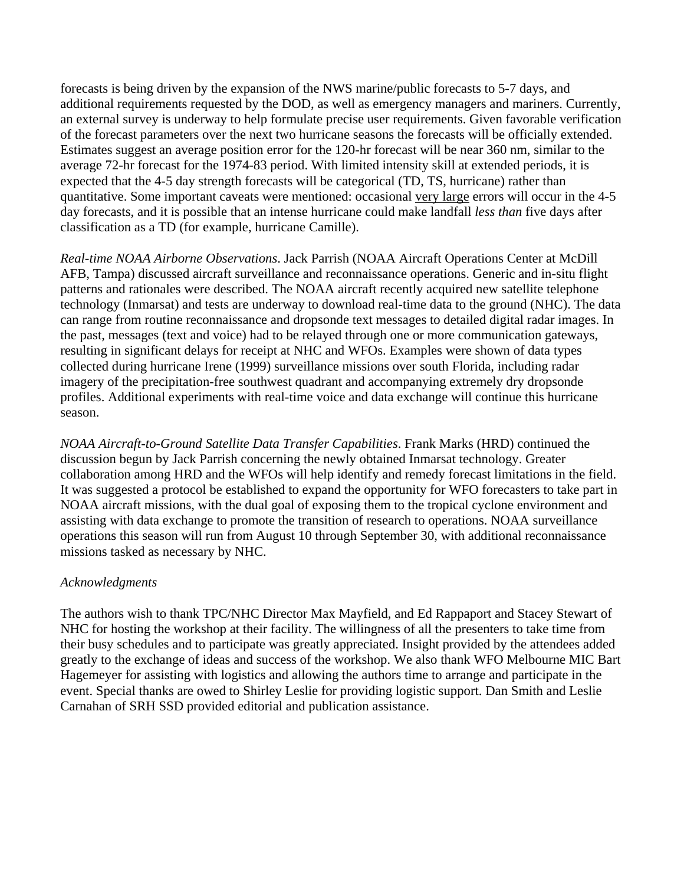forecasts is being driven by the expansion of the NWS marine/public forecasts to 5-7 days, and additional requirements requested by the DOD, as well as emergency managers and mariners. Currently, an external survey is underway to help formulate precise user requirements. Given favorable verification of the forecast parameters over the next two hurricane seasons the forecasts will be officially extended. Estimates suggest an average position error for the 120-hr forecast will be near 360 nm, similar to the average 72-hr forecast for the 1974-83 period. With limited intensity skill at extended periods, it is expected that the 4-5 day strength forecasts will be categorical (TD, TS, hurricane) rather than quantitative. Some important caveats were mentioned: occasional <u>very large</u> errors will occur in the 4-5 day forecasts, and it is possible that an intense hurricane could make landfall *less than* five days after classification as a TD (for example, hurricane Camille).

*Real-time NOAA Airborne Observations*. Jack Parrish (NOAA Aircraft Operations Center at McDill AFB, Tampa) discussed aircraft surveillance and reconnaissance operations. Generic and in-situ flight patterns and rationales were described. The NOAA aircraft recently acquired new satellite telephone technology (Inmarsat) and tests are underway to download real-time data to the ground (NHC). The data can range from routine reconnaissance and dropsonde text messages to detailed digital radar images. In the past, messages (text and voice) had to be relayed through one or more communication gateways, resulting in significant delays for receipt at NHC and WFOs. Examples were shown of data types collected during hurricane Irene (1999) surveillance missions over south Florida, including radar imagery of the precipitation-free southwest quadrant and accompanying extremely dry dropsonde profiles. Additional experiments with real-time voice and data exchange will continue this hurricane season.

*NOAA Aircraft-to-Ground Satellite Data Transfer Capabilities*. Frank Marks (HRD) continued the discussion begun by Jack Parrish concerning the newly obtained Inmarsat technology. Greater collaboration among HRD and the WFOs will help identify and remedy forecast limitations in the field. It was suggested a protocol be established to expand the opportunity for WFO forecasters to take part in NOAA aircraft missions, with the dual goal of exposing them to the tropical cyclone environment and assisting with data exchange to promote the transition of research to operations. NOAA surveillance operations this season will run from August 10 through September 30, with additional reconnaissance missions tasked as necessary by NHC.

*Acknowledgments*

The authors wish to thank TPC/NHC Director Max Mayfield, and Ed Rappaport and Stacey Stewart of NHC for hosting the workshop at their facility. The willingness of all the presenters to take time from their busy schedules and to participate was greatly appreciated. Insight provided by the attendees added greatly to the exchange of ideas and success of the workshop. We also thank WFO Melbourne MIC Bart Hagemeyer for assisting with logistics and allowing the authors time to arrange and participate in the event. Special thanks are owed to Shirley Leslie for providing logistic support. Dan Smith and Leslie Carnahan of SRH SSD provided editorial and publication assistance.